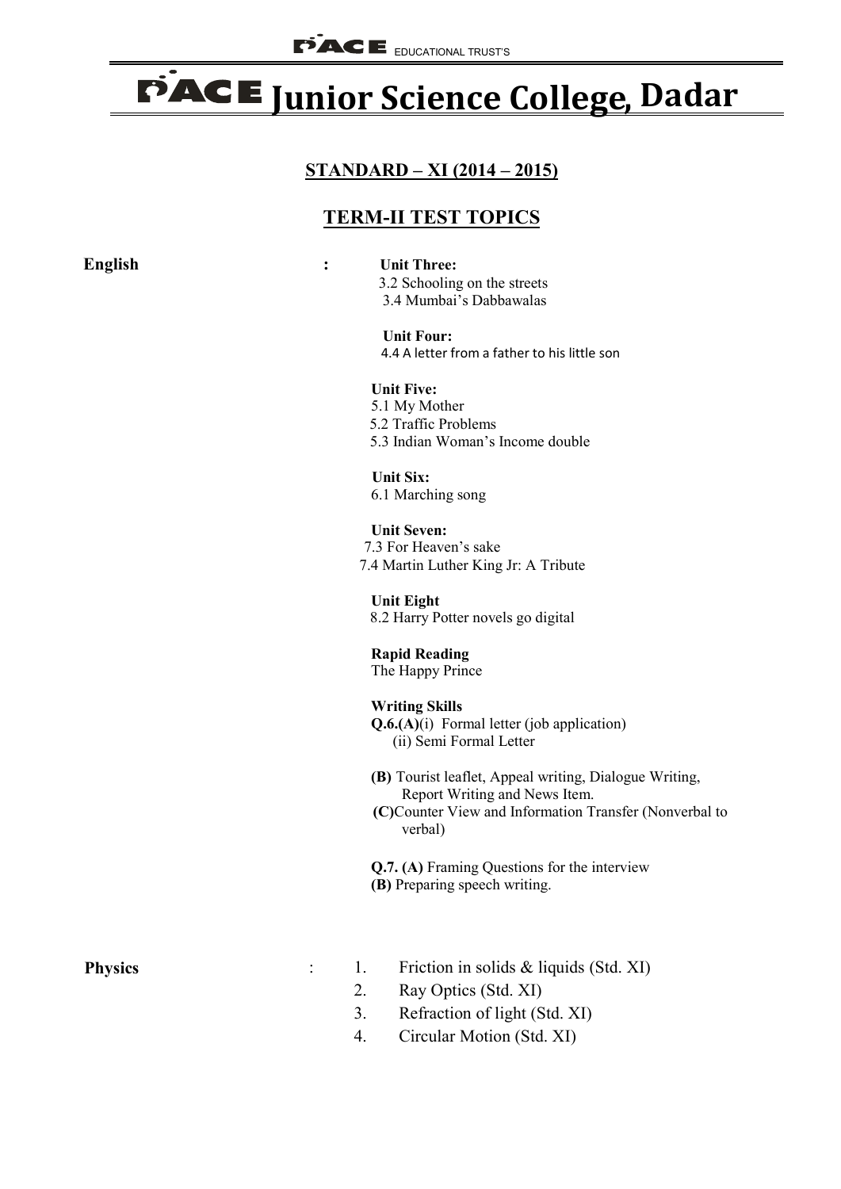PACE EDUCATIONAL TRUST'S

# PACE Junior Science College, Dadar

## STANDARD – XI (2014 – 2015)

## TERM-II TEST TOPICS

**English** :

**Unit Three:**
3.2 Schooling on the streets
3.4 Mumbai's Dabbawalas

**Unit Four:**
4.4 A letter from a father to his little son

**Unit Five:**
5.1 My Mother
5.2 Traffic Problems
5.3 Indian Woman's Income double

**Unit Six:**
6.1 Marching song

**Unit Seven:**
7.3 For Heaven's sake
7.4 Martin Luther King Jr: A Tribute

**Unit Eight**
8.2 Harry Potter novels go digital

**Rapid Reading**
The Happy Prince

**Writing Skills**
**Q.6.(A)**(i) Formal letter (job application)
(ii) Semi Formal Letter

**(B)** Tourist leaflet, Appeal writing, Dialogue Writing, Report Writing and News Item.
**(C)**Counter View and Information Transfer (Nonverbal to verbal)

**Q.7. (A)** Framing Questions for the interview
**(B)** Preparing speech writing.

**Physics** :

1. Friction in solids & liquids (Std. XI)
2. Ray Optics (Std. XI)
3. Refraction of light (Std. XI)
4. Circular Motion (Std. XI)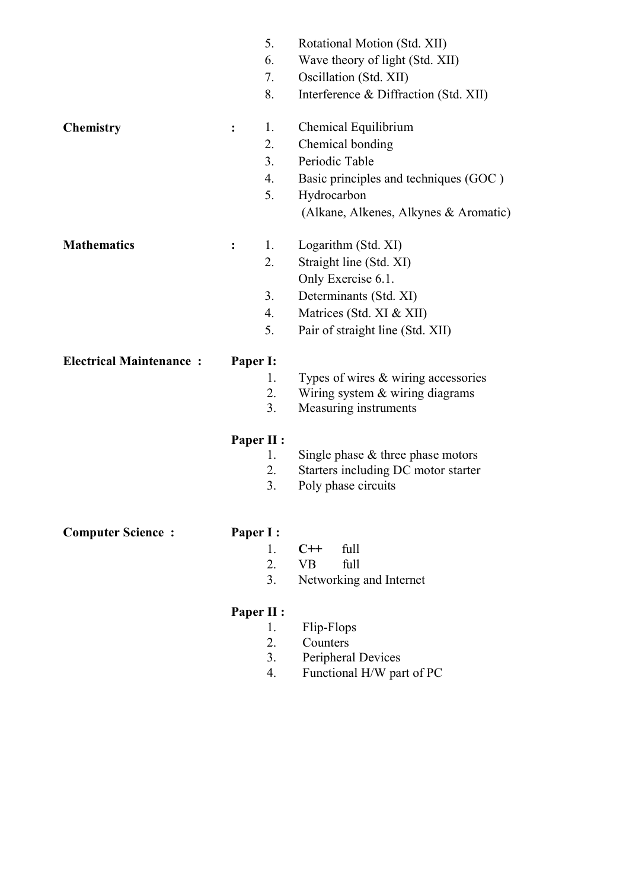5. Rotational Motion (Std. XII)
6. Wave theory of light (Std. XII)
7. Oscillation (Std. XII)
8. Interference & Diffraction (Std. XII)

**Chemistry** :

1. Chemical Equilibrium
2. Chemical bonding
3. Periodic Table
4. Basic principles and techniques (GOC )
5. Hydrocarbon
   (Alkane, Alkenes, Alkynes & Aromatic)

**Mathematics** :

1. Logarithm (Std. XI)
2. Straight line (Std. XI)
   Only Exercise 6.1.
3. Determinants (Std. XI)
4. Matrices (Std. XI & XII)
5. Pair of straight line (Std. XII)

**Electrical Maintenance :**

**Paper I:**

1. Types of wires & wiring accessories
2. Wiring system & wiring diagrams
3. Measuring instruments

**Paper II :**

1. Single phase & three phase motors
2. Starters including DC motor starter
3. Poly phase circuits

**Computer Science :**

**Paper I :**

1. **C++** full
2. VB full
3. Networking and Internet

**Paper II :**

1. Flip-Flops
2. Counters
3. Peripheral Devices
4. Functional H/W part of PC